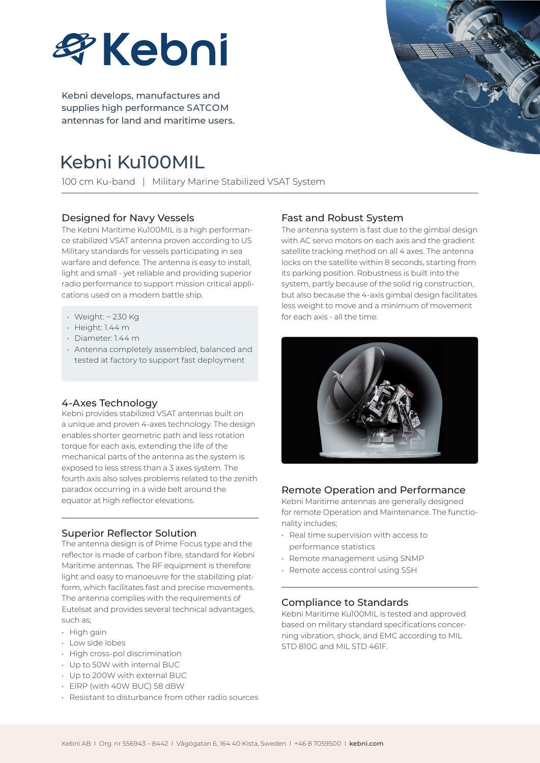# Kebni

Kebni develops, manufactures and supplies high performance SATCOM antennas for land and maritime users.

## Kebni Ku100MIL

100 cm Ku-band | Military Marine Stabilized VSAT System

### Designed for Navy Vessels

The Kebni Maritime Ku100MIL is a high performance stabilized VSAT antenna proven according to US Military standards for vessels participating in sea warfare and defence. The antenna is easy to install, light and small - yet reliable and providing superior radio performance to support mission critical applications used on a modern battle ship.

- Weight: ~ 230 Kg
- Height: 1.44 m
- Diameter: 1.44 m
- Antenna completely assembled, balanced and tested at factory to support fast deployment

### 4-Axes Technology

Kebni provides stabilized VSAT antennas built on a unique and proven 4-axes technology. The design enables shorter geometric path and less rotation torque for each axis, extending the life of the mechanical parts of the antenna as the system is exposed to less stress than a 3 axes system. The fourth axis also solves problems related to the zenith paradox occurring in a wide belt around the equator at high reflector elevations.

### Superior Reflector Solution

The antenna design is of Prime Focus type and the reflector is made of carbon fibre, standard for Kebni Maritime antennas. The RF equipment is therefore light and easy to manoeuvre for the stabilizing platform, which facilitates fast and precise movements. The antenna complies with the requirements of Eutelsat and provides several technical advantages, such as;

- High gain
- Low side lobes
- High cross-pol discrimination
- Up to 50W with internal BUC
- Up to 200W with external BUC
- EIRP (with 40W BUC) 58 dBW
- Resistant to disturbance from other radio sources

### Fast and Robust System

The antenna system is fast due to the gimbal design with AC servo motors on each axis and the gradient satellite tracking method on all 4 axes. The antenna locks on the satellite within 8 seconds, starting from its parking position. Robustness is built into the system, partly because of the solid rig construction, but also because the 4-axis gimbal design facilitates less weight to move and a minimum of movement for each axis - all the time.

### Remote Operation and Performance

Kebni Maritime antennas are generally designed for remote Operation and Maintenance. The functionality includes;

- Real time supervision with access to performance statistics
- Remote management using SNMP
- Remote access control using SSH

### Compliance to Standards

Kebni Maritime Ku100MIL is tested and approved based on military standard specifications concerning vibration, shock, and EMC according to MIL STD 810G and MIL STD 461F.

Kebni AB | Org. nr 556943 – 8442 | Vågögatan 6, 164 40 Kista, Sweden | +46 8 7059500 | kebni.com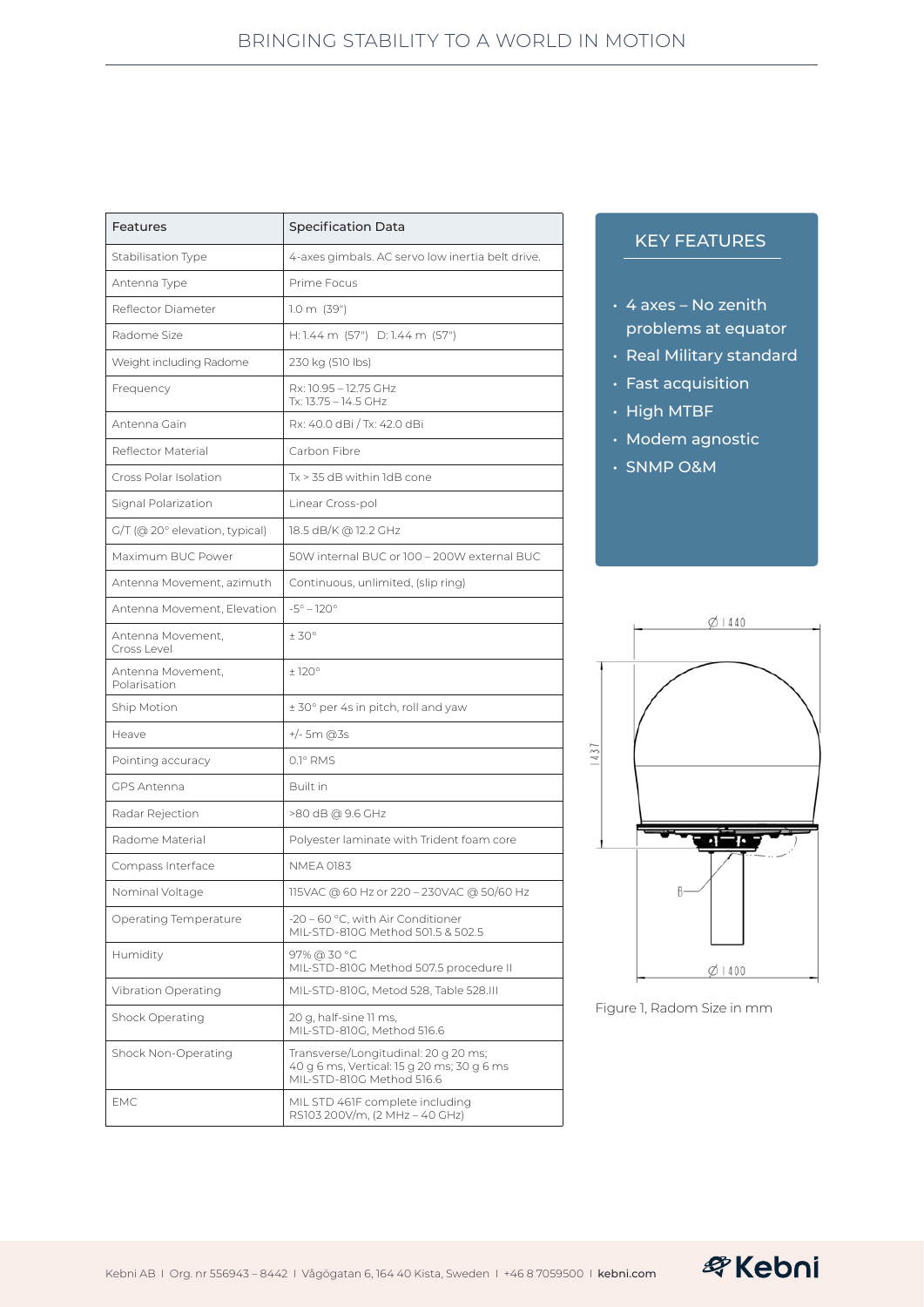| Features | Specification Data |
|---|---|
| Stabilisation Type | 4-axes gimbals. AC servo low inertia belt drive. |
| Antenna Type | Prime Focus |
| Reflector Diameter | 1.0 m (39") |
| Radome Size | H: 1.44 m (57") D: 1.44 m (57") |
| Weight including Radome | 230 kg (510 lbs) |
| Frequency | Rx: 10.95 – 12.75 GHz<br>Tx: 13.75 – 14.5 GHz |
| Antenna Gain | Rx: 40.0 dBi / Tx: 42.0 dBi |
| Reflector Material | Carbon Fibre |
| Cross Polar Isolation | Tx > 35 dB within 1dB cone |
| Signal Polarization | Linear Cross-pol |
| G/T (@ 20° elevation, typical) | 18.5 dB/K @ 12.2 GHz |
| Maximum BUC Power | 50W internal BUC or 100 – 200W external BUC |
| Antenna Movement, azimuth | Continuous, unlimited, (slip ring) |
| Antenna Movement, Elevation | -5° – 120° |
| Antenna Movement, Cross Level | ± 30° |
| Antenna Movement, Polarisation | ± 120° |
| Ship Motion | ± 30° per 4s in pitch, roll and yaw |
| Heave | +/- 5m @3s |
| Pointing accuracy | 0.1° RMS |
| GPS Antenna | Built in |
| Radar Rejection | >80 dB @ 9.6 GHz |
| Radome Material | Polyester laminate with Trident foam core |
| Compass Interface | NMEA 0183 |
| Nominal Voltage | 115VAC @ 60 Hz or 220 – 230VAC @ 50/60 Hz |
| Operating Temperature | -20 – 60 °C, with Air Conditioner<br>MIL-STD-810G Method 501.5 & 502.5 |
| Humidity | 97% @ 30 °C<br>MIL-STD-810G Method 507.5 procedure II |
| Vibration Operating | MIL-STD-810G, Metod 528, Table 528.III |
| Shock Operating | 20 g, half-sine 11 ms,<br>MIL-STD-810G, Method 516.6 |
| Shock Non-Operating | Transverse/Longitudinal: 20 g 20 ms;<br>40 g 6 ms, Vertical: 15 g 20 ms; 30 g 6 ms<br>MIL-STD-810G Method 516.6 |
| EMC | MIL STD 461F complete including<br>RS103 200V/m, (2 MHz – 40 GHz) |

## KEY FEATURES

- 4 axes – No zenith problems at equator
- Real Military standard
- Fast acquisition
- High MTBF
- Modem agnostic
- SNMP O&M

Ø 1440

1437

Ø 1400

Figure 1, Radom Size in mm

Kebni AB I Org. nr 556943 – 8442 I Vågögatan 6, 164 40 Kista, Sweden I +46 8 7059500 I kebni.com